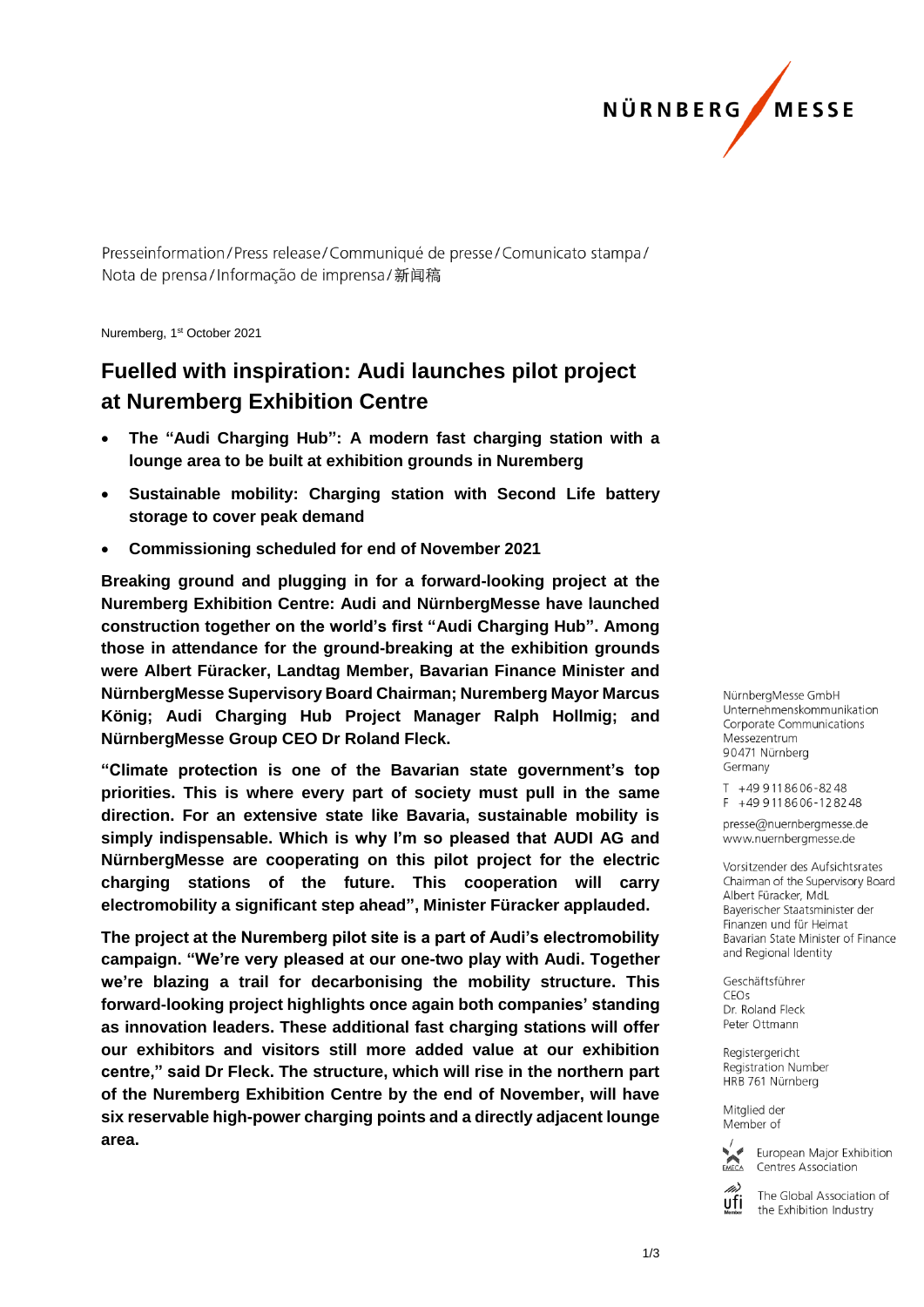NÜRNBERG MESSE

Presseinformation / Press release / Communiqué de presse / Comunicato stampa / Nota de prensa / Informação de imprensa / 新闻稿

Nuremberg, 1st October 2021

# Fuelled with inspiration: Audi launches pilot project at Nuremberg Exhibition Centre

- **The "Audi Charging Hub": A modern fast charging station with a lounge area to be built at exhibition grounds in Nuremberg**
- **Sustainable mobility: Charging station with Second Life battery storage to cover peak demand**
- **Commissioning scheduled for end of November 2021**

**Breaking ground and plugging in for a forward-looking project at the Nuremberg Exhibition Centre: Audi and NürnbergMesse have launched construction together on the world's first "Audi Charging Hub". Among those in attendance for the ground-breaking at the exhibition grounds were Albert Füracker, Landtag Member, Bavarian Finance Minister and NürnbergMesse Supervisory Board Chairman; Nuremberg Mayor Marcus König; Audi Charging Hub Project Manager Ralph Hollmig; and NürnbergMesse Group CEO Dr Roland Fleck.**

**"Climate protection is one of the Bavarian state government's top priorities. This is where every part of society must pull in the same direction. For an extensive state like Bavaria, sustainable mobility is simply indispensable. Which is why I'm so pleased that AUDI AG and NürnbergMesse are cooperating on this pilot project for the electric charging stations of the future. This cooperation will carry electromobility a significant step ahead", Minister Füracker applauded.**

**The project at the Nuremberg pilot site is a part of Audi's electromobility campaign. "We're very pleased at our one-two play with Audi. Together we're blazing a trail for decarbonising the mobility structure. This forward-looking project highlights once again both companies' standing as innovation leaders. These additional fast charging stations will offer our exhibitors and visitors still more added value at our exhibition centre," said Dr Fleck. The structure, which will rise in the northern part of the Nuremberg Exhibition Centre by the end of November, will have six reservable high-power charging points and a directly adjacent lounge area.**

NürnbergMesse GmbH
Unternehmenskommunikation
Corporate Communications
Messezentrum
90471 Nürnberg
Germany

T +49 9 11 86 06-82 48
F +49 9 11 86 06-12 82 48

presse@nuernbergmesse.de
www.nuernbergmesse.de

Vorsitzender des Aufsichtsrates
Chairman of the Supervisory Board
Albert Füracker, MdL
Bayerischer Staatsminister der Finanzen und für Heimat
Bavarian State Minister of Finance and Regional Identity

Geschäftsführer
CEOs
Dr. Roland Fleck
Peter Ottmann

Registergericht
Registration Number
HRB 761 Nürnberg

Mitglied der
Member of

European Major Exhibition Centres Association

The Global Association of the Exhibition Industry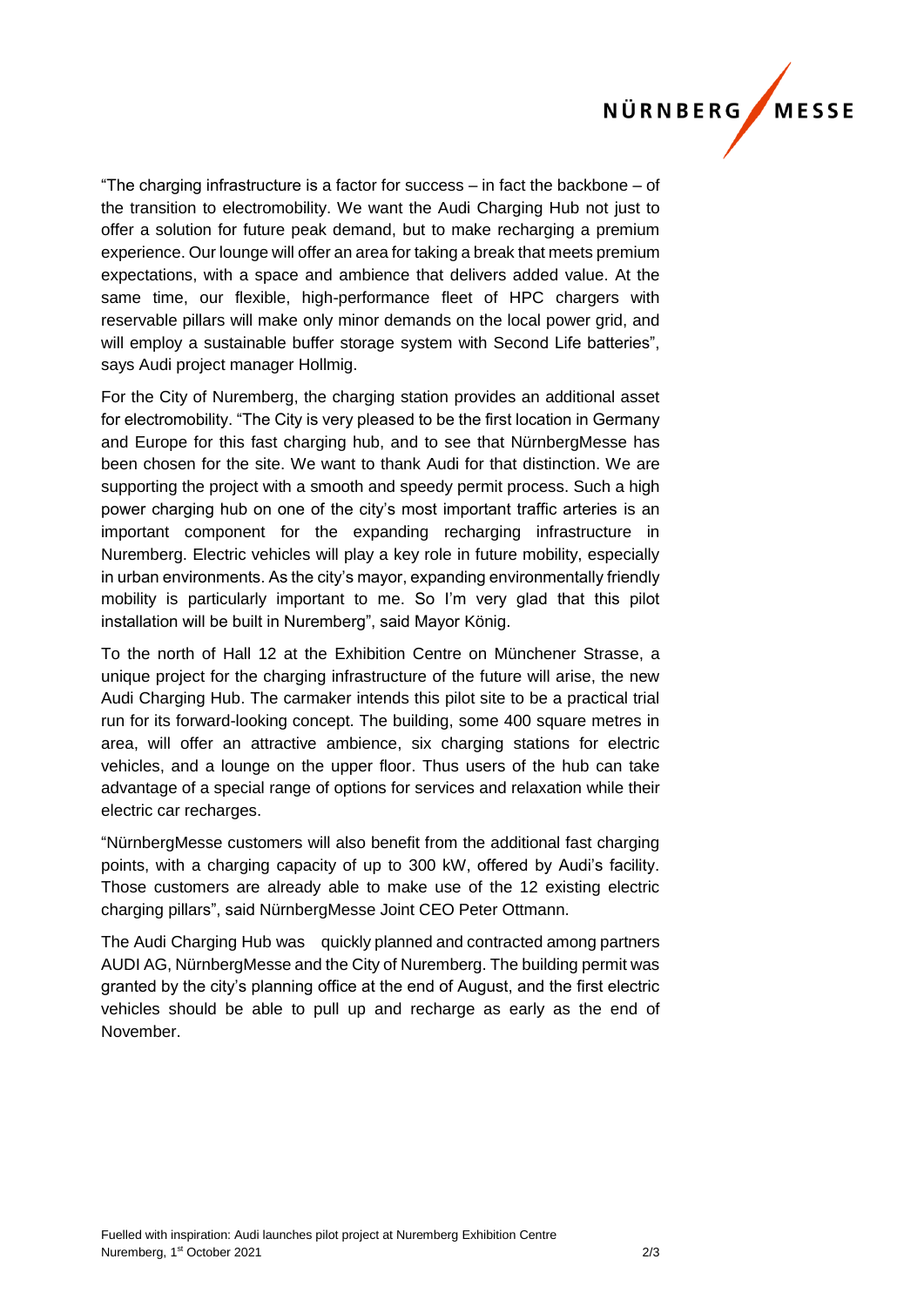"The charging infrastructure is a factor for success – in fact the backbone – of the transition to electromobility. We want the Audi Charging Hub not just to offer a solution for future peak demand, but to make recharging a premium experience. Our lounge will offer an area for taking a break that meets premium expectations, with a space and ambience that delivers added value. At the same time, our flexible, high-performance fleet of HPC chargers with reservable pillars will make only minor demands on the local power grid, and will employ a sustainable buffer storage system with Second Life batteries", says Audi project manager Hollmig.

For the City of Nuremberg, the charging station provides an additional asset for electromobility. "The City is very pleased to be the first location in Germany and Europe for this fast charging hub, and to see that NürnbergMesse has been chosen for the site. We want to thank Audi for that distinction. We are supporting the project with a smooth and speedy permit process. Such a high power charging hub on one of the city's most important traffic arteries is an important component for the expanding recharging infrastructure in Nuremberg. Electric vehicles will play a key role in future mobility, especially in urban environments. As the city's mayor, expanding environmentally friendly mobility is particularly important to me. So I'm very glad that this pilot installation will be built in Nuremberg", said Mayor König.

To the north of Hall 12 at the Exhibition Centre on Münchener Strasse, a unique project for the charging infrastructure of the future will arise, the new Audi Charging Hub. The carmaker intends this pilot site to be a practical trial run for its forward-looking concept. The building, some 400 square metres in area, will offer an attractive ambience, six charging stations for electric vehicles, and a lounge on the upper floor. Thus users of the hub can take advantage of a special range of options for services and relaxation while their electric car recharges.

"NürnbergMesse customers will also benefit from the additional fast charging points, with a charging capacity of up to 300 kW, offered by Audi's facility. Those customers are already able to make use of the 12 existing electric charging pillars", said NürnbergMesse Joint CEO Peter Ottmann.

The Audi Charging Hub was quickly planned and contracted among partners AUDI AG, NürnbergMesse and the City of Nuremberg. The building permit was granted by the city's planning office at the end of August, and the first electric vehicles should be able to pull up and recharge as early as the end of November.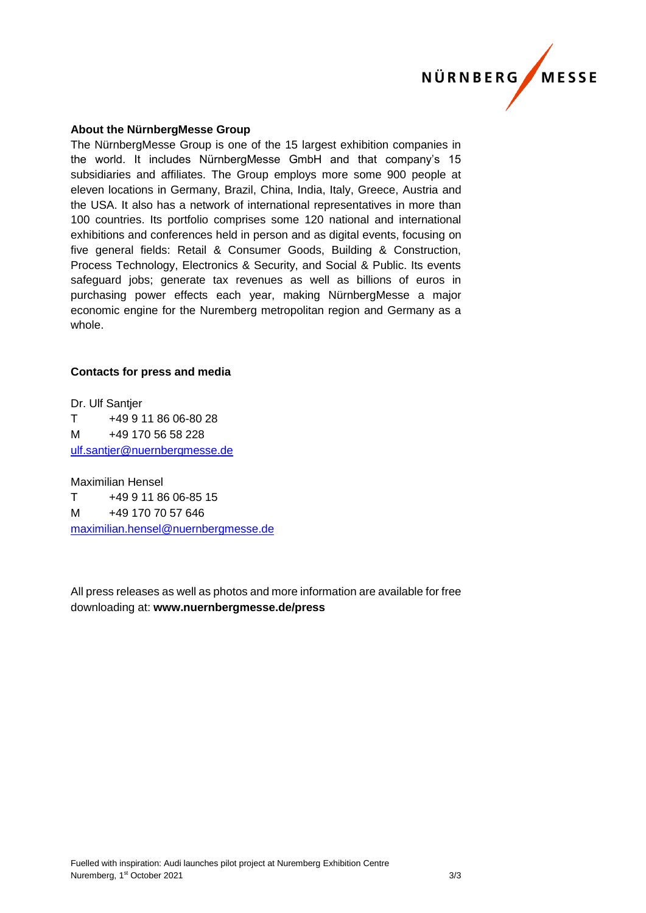**About the NürnbergMesse Group**

The NürnbergMesse Group is one of the 15 largest exhibition companies in the world. It includes NürnbergMesse GmbH and that company's 15 subsidiaries and affiliates. The Group employs more some 900 people at eleven locations in Germany, Brazil, China, India, Italy, Greece, Austria and the USA. It also has a network of international representatives in more than 100 countries. Its portfolio comprises some 120 national and international exhibitions and conferences held in person and as digital events, focusing on five general fields: Retail & Consumer Goods, Building & Construction, Process Technology, Electronics & Security, and Social & Public. Its events safeguard jobs; generate tax revenues as well as billions of euros in purchasing power effects each year, making NürnbergMesse a major economic engine for the Nuremberg metropolitan region and Germany as a whole.

**Contacts for press and media**

Dr. Ulf Santjer
T +49 9 11 86 06-80 28
M +49 170 56 58 228
ulf.santjer@nuernbergmesse.de

Maximilian Hensel
T +49 9 11 86 06-85 15
M +49 170 70 57 646
maximilian.hensel@nuernbergmesse.de

All press releases as well as photos and more information are available for free downloading at: **www.nuernbergmesse.de/press**